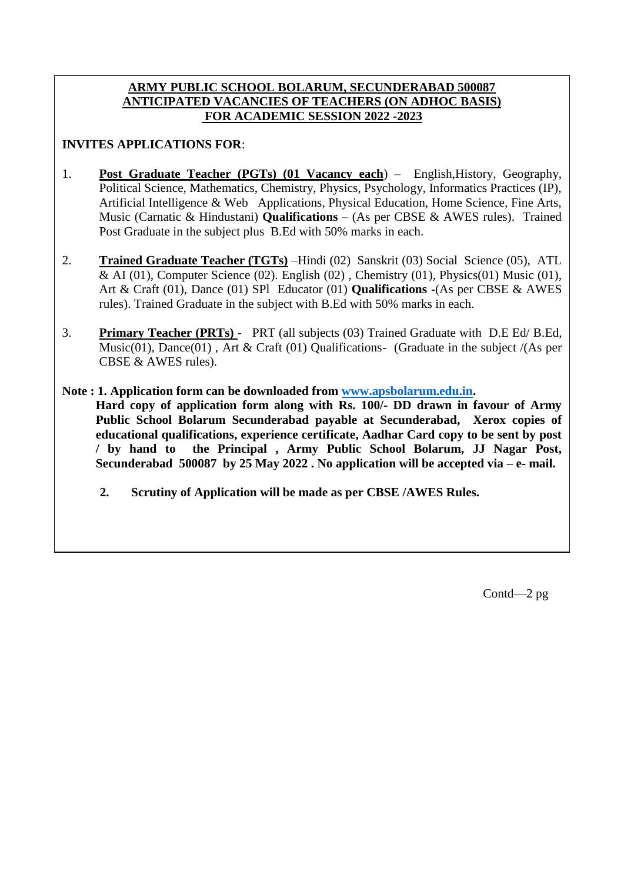**ARMY PUBLIC SCHOOL BOLARUM, SECUNDERABAD 500087**
**ANTICIPATED VACANCIES OF TEACHERS (ON ADHOC BASIS)**
**FOR ACADEMIC SESSION 2022 -2023**

**INVITES APPLICATIONS FOR**:

1. **Post Graduate Teacher (PGTs) (01 Vacancy each**) – English,History, Geography, Political Science, Mathematics, Chemistry, Physics, Psychology, Informatics Practices (IP), Artificial Intelligence & Web Applications, Physical Education, Home Science, Fine Arts, Music (Carnatic & Hindustani) **Qualifications** – (As per CBSE & AWES rules). Trained Post Graduate in the subject plus B.Ed with 50% marks in each.

2. **Trained Graduate Teacher (TGTs)** –Hindi (02) Sanskrit (03) Social Science (05), ATL & AI (01), Computer Science (02). English (02) , Chemistry (01), Physics(01) Music (01), Art & Craft (01), Dance (01) SPl Educator (01) **Qualifications -**(As per CBSE & AWES rules). Trained Graduate in the subject with B.Ed with 50% marks in each.

3. **Primary Teacher (PRTs)** - PRT (all subjects (03) Trained Graduate with D.E Ed/ B.Ed, Music(01), Dance(01) , Art & Craft (01) Qualifications- (Graduate in the subject /(As per CBSE & AWES rules).

**Note : 1. Application form can be downloaded from www.apsbolarum.edu.in.**
**Hard copy of application form along with Rs. 100/- DD drawn in favour of Army Public School Bolarum Secunderabad payable at Secunderabad, Xerox copies of educational qualifications, experience certificate, Aadhar Card copy to be sent by post / by hand to the Principal , Army Public School Bolarum, JJ Nagar Post, Secunderabad 500087 by 25 May 2022 . No application will be accepted via – e- mail.**

**2. Scrutiny of Application will be made as per CBSE /AWES Rules.**

Contd—2 pg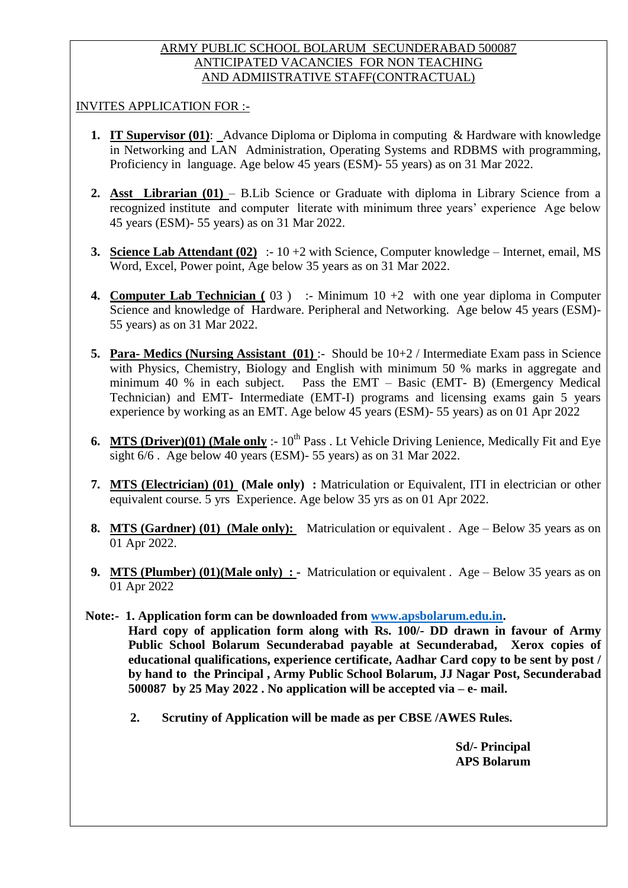ARMY PUBLIC SCHOOL BOLARUM SECUNDERABAD 500087
ANTICIPATED VACANCIES FOR NON TEACHING
AND ADMIISTRATIVE STAFF(CONTRACTUAL)

INVITES APPLICATION FOR :-

1. **IT Supervisor (01)**: Advance Diploma or Diploma in computing & Hardware with knowledge in Networking and LAN Administration, Operating Systems and RDBMS with programming, Proficiency in language. Age below 45 years (ESM)- 55 years) as on 31 Mar 2022.

2. **Asst Librarian (01)** – B.Lib Science or Graduate with diploma in Library Science from a recognized institute and computer literate with minimum three years' experience Age below 45 years (ESM)- 55 years) as on 31 Mar 2022.

3. **Science Lab Attendant (02)** :- 10 +2 with Science, Computer knowledge – Internet, email, MS Word, Excel, Power point, Age below 35 years as on 31 Mar 2022.

4. **Computer Lab Technician (** 03 ) :- Minimum 10 +2 with one year diploma in Computer Science and knowledge of Hardware. Peripheral and Networking. Age below 45 years (ESM)- 55 years) as on 31 Mar 2022.

5. **Para- Medics (Nursing Assistant (01)** :- Should be 10+2 / Intermediate Exam pass in Science with Physics, Chemistry, Biology and English with minimum 50 % marks in aggregate and minimum 40 % in each subject. Pass the EMT – Basic (EMT- B) (Emergency Medical Technician) and EMT- Intermediate (EMT-I) programs and licensing exams gain 5 years experience by working as an EMT. Age below 45 years (ESM)- 55 years) as on 01 Apr 2022

6. **MTS (Driver)(01) (Male only** :- 10th Pass . Lt Vehicle Driving Lenience, Medically Fit and Eye sight 6/6 . Age below 40 years (ESM)- 55 years) as on 31 Mar 2022.

7. **MTS (Electrician) (01) (Male only) :** Matriculation or Equivalent, ITI in electrician or other equivalent course. 5 yrs Experience. Age below 35 yrs as on 01 Apr 2022.

8. **MTS (Gardner) (01) (Male only):** Matriculation or equivalent . Age – Below 35 years as on 01 Apr 2022.

9. **MTS (Plumber) (01)(Male only) : -** Matriculation or equivalent . Age – Below 35 years as on 01 Apr 2022

**Note:- 1. Application form can be downloaded from www.apsbolarum.edu.in.**
**Hard copy of application form along with Rs. 100/- DD drawn in favour of Army Public School Bolarum Secunderabad payable at Secunderabad, Xerox copies of educational qualifications, experience certificate, Aadhar Card copy to be sent by post / by hand to the Principal , Army Public School Bolarum, JJ Nagar Post, Secunderabad 500087 by 25 May 2022 . No application will be accepted via – e- mail.**

**2. Scrutiny of Application will be made as per CBSE /AWES Rules.**

**Sd/- Principal**
**APS Bolarum**